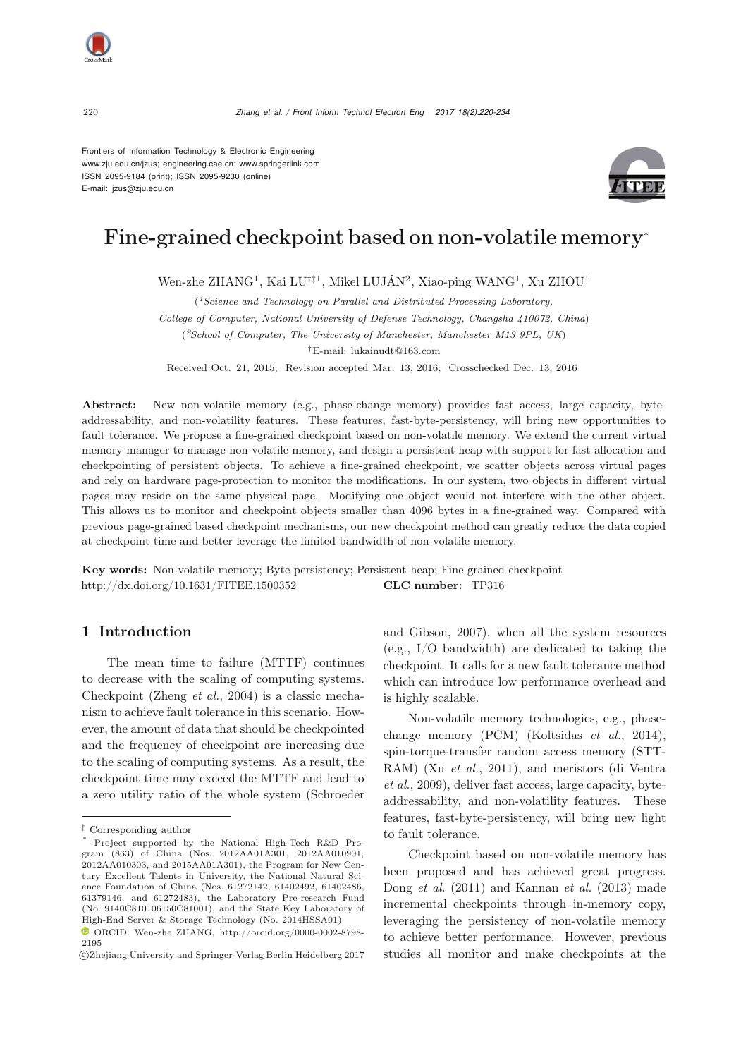Frontiers of Information Technology & Electronic Engineering
www.zju.edu.cn/jzus; engineering.cae.cn; www.springerlink.com
ISSN 2095-9184 (print); ISSN 2095-9230 (online)
E-mail: jzus@zju.edu.cn

# Fine-grained checkpoint based on non-volatile memory*

Wen-zhe ZHANG[1], Kai LU[†‡1], Mikel LUJÁN[2], Xiao-ping WANG[1], Xu ZHOU[1]

([1]*Science and Technology on Parallel and Distributed Processing Laboratory, College of Computer, National University of Defense Technology, Changsha 410072, China*)

([2]*School of Computer, The University of Manchester, Manchester M13 9PL, UK*)

[†]E-mail: lukainudt@163.com

Received Oct. 21, 2015; Revision accepted Mar. 13, 2016; Crosschecked Dec. 13, 2016

**Abstract:** New non-volatile memory (e.g., phase-change memory) provides fast access, large capacity, byte-addressability, and non-volatility features. These features, fast-byte-persistency, will bring new opportunities to fault tolerance. We propose a fine-grained checkpoint based on non-volatile memory. We extend the current virtual memory manager to manage non-volatile memory, and design a persistent heap with support for fast allocation and checkpointing of persistent objects. To achieve a fine-grained checkpoint, we scatter objects across virtual pages and rely on hardware page-protection to monitor the modifications. In our system, two objects in different virtual pages may reside on the same physical page. Modifying one object would not interfere with the other object. This allows us to monitor and checkpoint objects smaller than 4096 bytes in a fine-grained way. Compared with previous page-grained based checkpoint mechanisms, our new checkpoint method can greatly reduce the data copied at checkpoint time and better leverage the limited bandwidth of non-volatile memory.

**Key words:** Non-volatile memory; Byte-persistency; Persistent heap; Fine-grained checkpoint
http://dx.doi.org/10.1631/FITEE.1500352 **CLC number:** TP316

## 1 Introduction

The mean time to failure (MTTF) continues to decrease with the scaling of computing systems. Checkpoint (Zheng *et al.*, 2004) is a classic mechanism to achieve fault tolerance in this scenario. However, the amount of data that should be checkpointed and the frequency of checkpoint are increasing due to the scaling of computing systems. As a result, the checkpoint time may exceed the MTTF and lead to a zero utility ratio of the whole system (Schroeder and Gibson, 2007), when all the system resources (e.g., I/O bandwidth) are dedicated to taking the checkpoint. It calls for a new fault tolerance method which can introduce low performance overhead and is highly scalable.

Non-volatile memory technologies, e.g., phase-change memory (PCM) (Koltsidas *et al.*, 2014), spin-torque-transfer random access memory (STT-RAM) (Xu *et al.*, 2011), and meristors (di Ventra *et al.*, 2009), deliver fast access, large capacity, byte-addressability, and non-volatility features. These features, fast-byte-persistency, will bring new light to fault tolerance.

Checkpoint based on non-volatile memory has been proposed and has achieved great progress. Dong *et al.* (2011) and Kannan *et al.* (2013) made incremental checkpoints through in-memory copy, leveraging the persistency of non-volatile memory to achieve better performance. However, previous studies all monitor and make checkpoints at the

---

‡ Corresponding author

\* Project supported by the National High-Tech R&D Program (863) of China (Nos. 2012AA01A301, 2012AA010901, 2012AA010303, and 2015AA01A301), the Program for New Century Excellent Talents in University, the National Natural Science Foundation of China (Nos. 61272142, 61402492, 61402486, 61379146, and 61272483), the Laboratory Pre-research Fund (No. 9140C810106150C81001), and the State Key Laboratory of High-End Server & Storage Technology (No. 2014HSSA01)

ORCID: Wen-zhe ZHANG, http://orcid.org/0000-0002-8798-2195

©Zhejiang University and Springer-Verlag Berlin Heidelberg 2017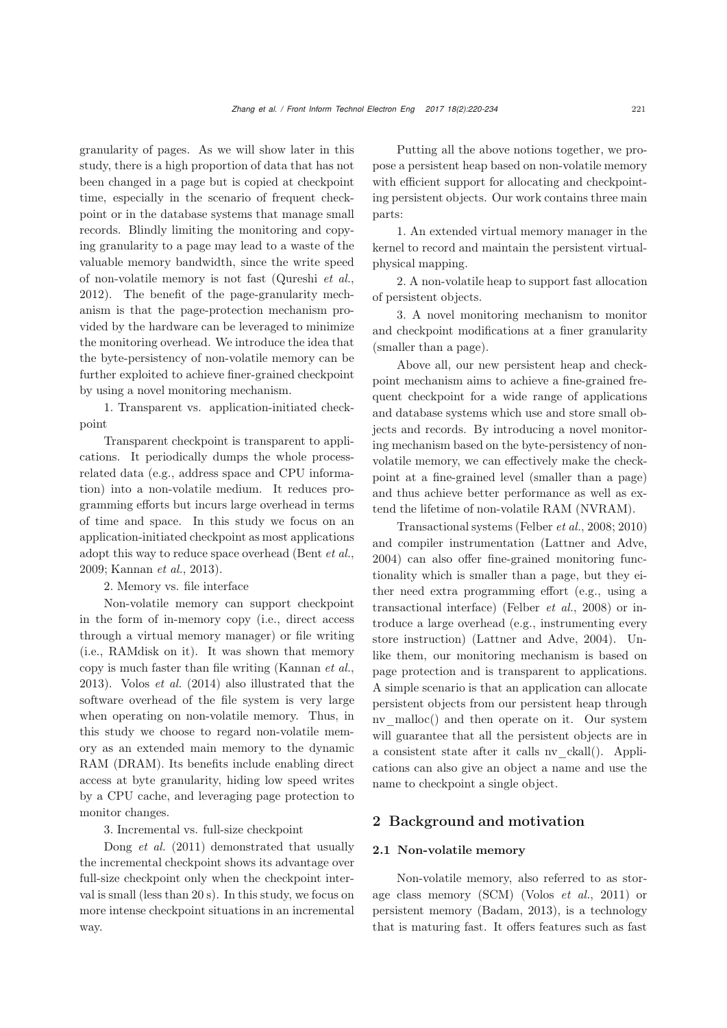granularity of pages. As we will show later in this study, there is a high proportion of data that has not been changed in a page but is copied at checkpoint time, especially in the scenario of frequent checkpoint or in the database systems that manage small records. Blindly limiting the monitoring and copying granularity to a page may lead to a waste of the valuable memory bandwidth, since the write speed of non-volatile memory is not fast (Qureshi *et al.*, 2012). The benefit of the page-granularity mechanism is that the page-protection mechanism provided by the hardware can be leveraged to minimize the monitoring overhead. We introduce the idea that the byte-persistency of non-volatile memory can be further exploited to achieve finer-grained checkpoint by using a novel monitoring mechanism.

1. Transparent vs. application-initiated checkpoint

Transparent checkpoint is transparent to applications. It periodically dumps the whole process-related data (e.g., address space and CPU information) into a non-volatile medium. It reduces programming efforts but incurs large overhead in terms of time and space. In this study we focus on an application-initiated checkpoint as most applications adopt this way to reduce space overhead (Bent *et al.*, 2009; Kannan *et al.*, 2013).

2. Memory vs. file interface

Non-volatile memory can support checkpoint in the form of in-memory copy (i.e., direct access through a virtual memory manager) or file writing (i.e., RAMdisk on it). It was shown that memory copy is much faster than file writing (Kannan *et al.*, 2013). Volos *et al.* (2014) also illustrated that the software overhead of the file system is very large when operating on non-volatile memory. Thus, in this study we choose to regard non-volatile memory as an extended main memory to the dynamic RAM (DRAM). Its benefits include enabling direct access at byte granularity, hiding low speed writes by a CPU cache, and leveraging page protection to monitor changes.

3. Incremental vs. full-size checkpoint

Dong *et al.* (2011) demonstrated that usually the incremental checkpoint shows its advantage over full-size checkpoint only when the checkpoint interval is small (less than 20 s). In this study, we focus on more intense checkpoint situations in an incremental way.

Putting all the above notions together, we propose a persistent heap based on non-volatile memory with efficient support for allocating and checkpointing persistent objects. Our work contains three main parts:

1. An extended virtual memory manager in the kernel to record and maintain the persistent virtual-physical mapping.

2. A non-volatile heap to support fast allocation of persistent objects.

3. A novel monitoring mechanism to monitor and checkpoint modifications at a finer granularity (smaller than a page).

Above all, our new persistent heap and checkpoint mechanism aims to achieve a fine-grained frequent checkpoint for a wide range of applications and database systems which use and store small objects and records. By introducing a novel monitoring mechanism based on the byte-persistency of non-volatile memory, we can effectively make the checkpoint at a fine-grained level (smaller than a page) and thus achieve better performance as well as extend the lifetime of non-volatile RAM (NVRAM).

Transactional systems (Felber *et al.*, 2008; 2010) and compiler instrumentation (Lattner and Adve, 2004) can also offer fine-grained monitoring functionality which is smaller than a page, but they either need extra programming effort (e.g., using a transactional interface) (Felber *et al.*, 2008) or introduce a large overhead (e.g., instrumenting every store instruction) (Lattner and Adve, 2004). Unlike them, our monitoring mechanism is based on page protection and is transparent to applications. A simple scenario is that an application can allocate persistent objects from our persistent heap through nv_malloc() and then operate on it. Our system will guarantee that all the persistent objects are in a consistent state after it calls nv_ckall(). Applications can also give an object a name and use the name to checkpoint a single object.

## 2 Background and motivation

### 2.1 Non-volatile memory

Non-volatile memory, also referred to as storage class memory (SCM) (Volos *et al.*, 2011) or persistent memory (Badam, 2013), is a technology that is maturing fast. It offers features such as fast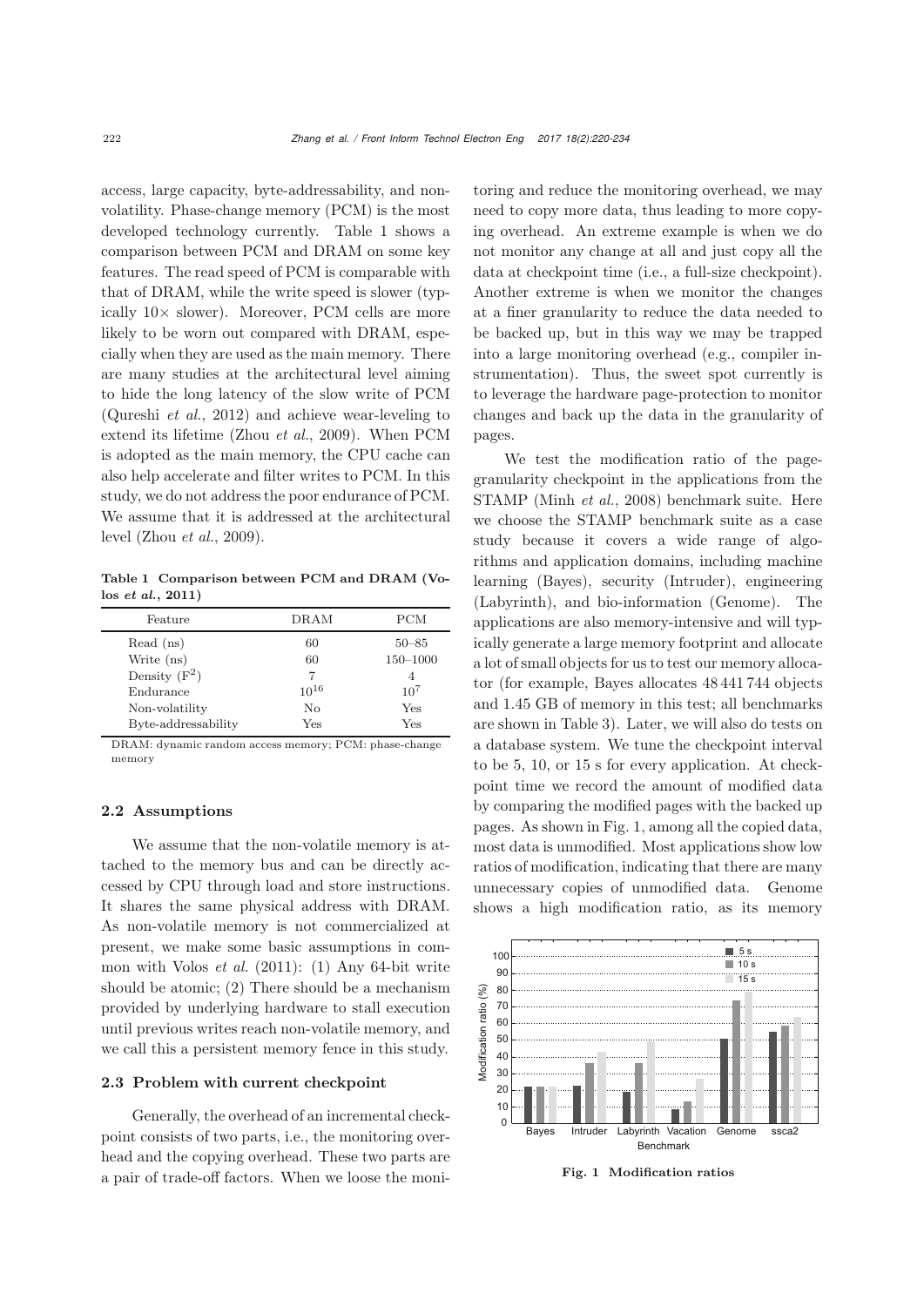access, large capacity, byte-addressability, and non-volatility. Phase-change memory (PCM) is the most developed technology currently. Table 1 shows a comparison between PCM and DRAM on some key features. The read speed of PCM is comparable with that of DRAM, while the write speed is slower (typically 10× slower). Moreover, PCM cells are more likely to be worn out compared with DRAM, especially when they are used as the main memory. There are many studies at the architectural level aiming to hide the long latency of the slow write of PCM (Qureshi *et al.*, 2012) and achieve wear-leveling to extend its lifetime (Zhou *et al.*, 2009). When PCM is adopted as the main memory, the CPU cache can also help accelerate and filter writes to PCM. In this study, we do not address the poor endurance of PCM. We assume that it is addressed at the architectural level (Zhou *et al.*, 2009).

**Table 1 Comparison between PCM and DRAM (Volos *et al.*, 2011)**

| Feature | DRAM | PCM |
|---|---|---|
| Read (ns) | 60 | 50–85 |
| Write (ns) | 60 | 150–1000 |
| Density ($F^2$) | 7 | 4 |
| Endurance | $10^{16}$ | $10^7$ |
| Non-volatility | No | Yes |
| Byte-addressability | Yes | Yes |

DRAM: dynamic random access memory; PCM: phase-change memory

### 2.2 Assumptions

We assume that the non-volatile memory is attached to the memory bus and can be directly accessed by CPU through load and store instructions. It shares the same physical address with DRAM. As non-volatile memory is not commercialized at present, we make some basic assumptions in common with Volos *et al.* (2011): (1) Any 64-bit write should be atomic; (2) There should be a mechanism provided by underlying hardware to stall execution until previous writes reach non-volatile memory, and we call this a persistent memory fence in this study.

### 2.3 Problem with current checkpoint

Generally, the overhead of an incremental checkpoint consists of two parts, i.e., the monitoring overhead and the copying overhead. These two parts are a pair of trade-off factors. When we loose the monitoring and reduce the monitoring overhead, we may need to copy more data, thus leading to more copying overhead. An extreme example is when we do not monitor any change at all and just copy all the data at checkpoint time (i.e., a full-size checkpoint). Another extreme is when we monitor the changes at a finer granularity to reduce the data needed to be backed up, but in this way we may be trapped into a large monitoring overhead (e.g., compiler instrumentation). Thus, the sweet spot currently is to leverage the hardware page-protection to monitor changes and back up the data in the granularity of pages.

We test the modification ratio of the page-granularity checkpoint in the applications from the STAMP (Minh *et al.*, 2008) benchmark suite. Here we choose the STAMP benchmark suite as a case study because it covers a wide range of algorithms and application domains, including machine learning (Bayes), security (Intruder), engineering (Labyrinth), and bio-information (Genome). The applications are also memory-intensive and will typically generate a large memory footprint and allocate a lot of small objects for us to test our memory allocator (for example, Bayes allocates 48 441 744 objects and 1.45 GB of memory in this test; all benchmarks are shown in Table 3). Later, we will also do tests on a database system. We tune the checkpoint interval to be 5, 10, or 15 s for every application. At checkpoint time we record the amount of modified data by comparing the modified pages with the backed up pages. As shown in Fig. 1, among all the copied data, most data is unmodified. Most applications show low ratios of modification, indicating that there are many unnecessary copies of unmodified data. Genome shows a high modification ratio, as its memory

**Fig. 1 Modification ratios**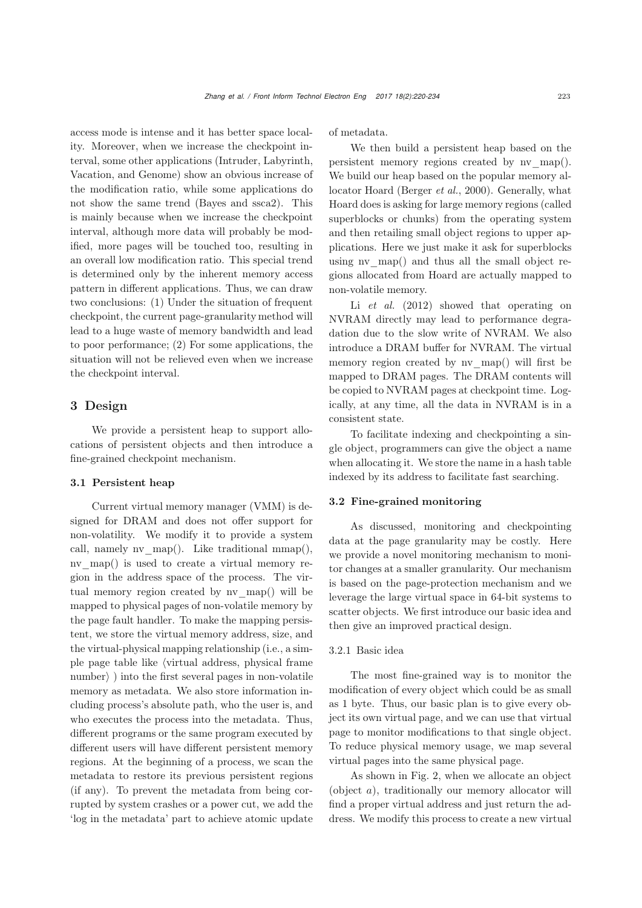access mode is intense and it has better space locality. Moreover, when we increase the checkpoint interval, some other applications (Intruder, Labyrinth, Vacation, and Genome) show an obvious increase of the modification ratio, while some applications do not show the same trend (Bayes and ssca2). This is mainly because when we increase the checkpoint interval, although more data will probably be modified, more pages will be touched too, resulting in an overall low modification ratio. This special trend is determined only by the inherent memory access pattern in different applications. Thus, we can draw two conclusions: (1) Under the situation of frequent checkpoint, the current page-granularity method will lead to a huge waste of memory bandwidth and lead to poor performance; (2) For some applications, the situation will not be relieved even when we increase the checkpoint interval.

## 3 Design

We provide a persistent heap to support allocations of persistent objects and then introduce a fine-grained checkpoint mechanism.

### 3.1 Persistent heap

Current virtual memory manager (VMM) is designed for DRAM and does not offer support for non-volatility. We modify it to provide a system call, namely nv_map(). Like traditional mmap(), nv_map() is used to create a virtual memory region in the address space of the process. The virtual memory region created by nv_map() will be mapped to physical pages of non-volatile memory by the page fault handler. To make the mapping persistent, we store the virtual memory address, size, and the virtual-physical mapping relationship (i.e., a simple page table like ⟨virtual address, physical frame number⟩ ) into the first several pages in non-volatile memory as metadata. We also store information including process's absolute path, who the user is, and who executes the process into the metadata. Thus, different programs or the same program executed by different users will have different persistent memory regions. At the beginning of a process, we scan the metadata to restore its previous persistent regions (if any). To prevent the metadata from being corrupted by system crashes or a power cut, we add the 'log in the metadata' part to achieve atomic update of metadata.

We then build a persistent heap based on the persistent memory regions created by nv_map(). We build our heap based on the popular memory allocator Hoard (Berger *et al.*, 2000). Generally, what Hoard does is asking for large memory regions (called superblocks or chunks) from the operating system and then retailing small object regions to upper applications. Here we just make it ask for superblocks using nv_map() and thus all the small object regions allocated from Hoard are actually mapped to non-volatile memory.

Li *et al.* (2012) showed that operating on NVRAM directly may lead to performance degradation due to the slow write of NVRAM. We also introduce a DRAM buffer for NVRAM. The virtual memory region created by nv_map() will first be mapped to DRAM pages. The DRAM contents will be copied to NVRAM pages at checkpoint time. Logically, at any time, all the data in NVRAM is in a consistent state.

To facilitate indexing and checkpointing a single object, programmers can give the object a name when allocating it. We store the name in a hash table indexed by its address to facilitate fast searching.

### 3.2 Fine-grained monitoring

As discussed, monitoring and checkpointing data at the page granularity may be costly. Here we provide a novel monitoring mechanism to monitor changes at a smaller granularity. Our mechanism is based on the page-protection mechanism and we leverage the large virtual space in 64-bit systems to scatter objects. We first introduce our basic idea and then give an improved practical design.

#### 3.2.1 Basic idea

The most fine-grained way is to monitor the modification of every object which could be as small as 1 byte. Thus, our basic plan is to give every object its own virtual page, and we can use that virtual page to monitor modifications to that single object. To reduce physical memory usage, we map several virtual pages into the same physical page.

As shown in Fig. 2, when we allocate an object (object $a$), traditionally our memory allocator will find a proper virtual address and just return the address. We modify this process to create a new virtual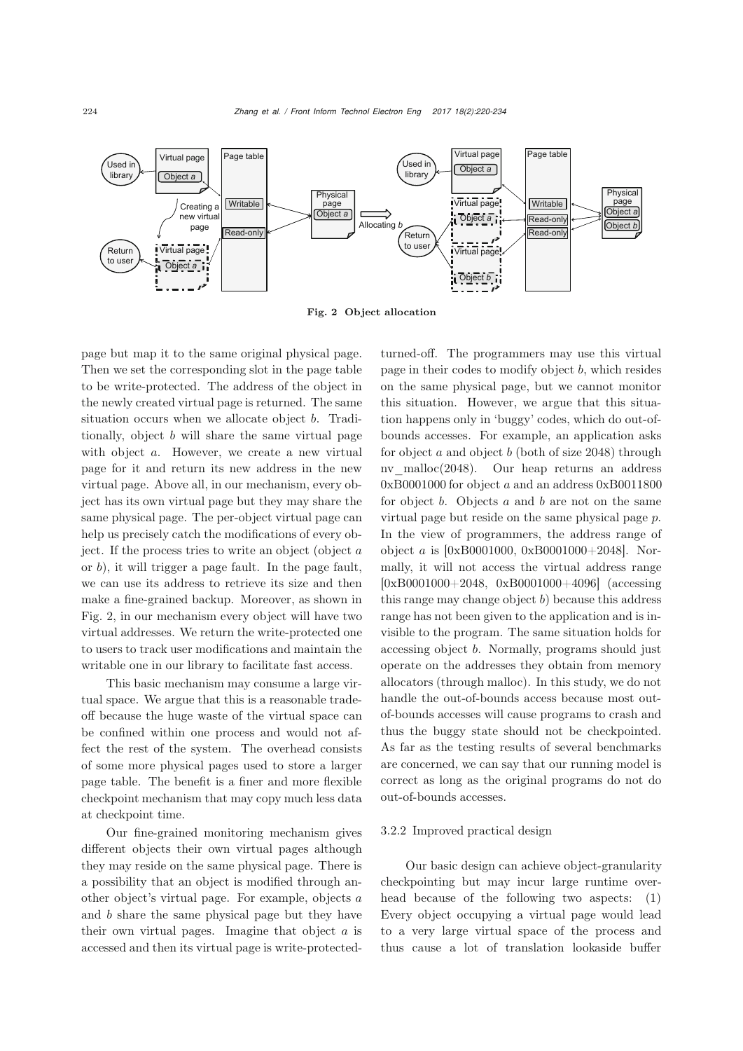Fig. 2 Object allocation

page but map it to the same original physical page. Then we set the corresponding slot in the page table to be write-protected. The address of the object in the newly created virtual page is returned. The same situation occurs when we allocate object $b$. Traditionally, object $b$ will share the same virtual page with object $a$. However, we create a new virtual page for it and return its new address in the new virtual page. Above all, in our mechanism, every object has its own virtual page but they may share the same physical page. The per-object virtual page can help us precisely catch the modifications of every object. If the process tries to write an object (object $a$ or $b$), it will trigger a page fault. In the page fault, we can use its address to retrieve its size and then make a fine-grained backup. Moreover, as shown in Fig. 2, in our mechanism every object will have two virtual addresses. We return the write-protected one to users to track user modifications and maintain the writable one in our library to facilitate fast access.

This basic mechanism may consume a large virtual space. We argue that this is a reasonable tradeoff because the huge waste of the virtual space can be confined within one process and would not affect the rest of the system. The overhead consists of some more physical pages used to store a larger page table. The benefit is a finer and more flexible checkpoint mechanism that may copy much less data at checkpoint time.

Our fine-grained monitoring mechanism gives different objects their own virtual pages although they may reside on the same physical page. There is a possibility that an object is modified through another object's virtual page. For example, objects $a$ and $b$ share the same physical page but they have their own virtual pages. Imagine that object $a$ is accessed and then its virtual page is write-protected-turned-off. The programmers may use this virtual page in their codes to modify object $b$, which resides on the same physical page, but we cannot monitor this situation. However, we argue that this situation happens only in 'buggy' codes, which do out-of-bounds accesses. For example, an application asks for object $a$ and object $b$ (both of size 2048) through nv_malloc(2048). Our heap returns an address 0xB0001000 for object $a$ and an address 0xB0011800 for object $b$. Objects $a$ and $b$ are not on the same virtual page but reside on the same physical page $p$. In the view of programmers, the address range of object $a$ is [0xB0001000, 0xB0001000+2048]. Normally, it will not access the virtual address range [0xB0001000+2048, 0xB0001000+4096] (accessing this range may change object $b$) because this address range has not been given to the application and is invisible to the program. The same situation holds for accessing object $b$. Normally, programs should just operate on the addresses they obtain from memory allocators (through malloc). In this study, we do not handle the out-of-bounds access because most out-of-bounds accesses will cause programs to crash and thus the buggy state should not be checkpointed. As far as the testing results of several benchmarks are concerned, we can say that our running model is correct as long as the original programs do not do out-of-bounds accesses.

#### 3.2.2 Improved practical design

Our basic design can achieve object-granularity checkpointing but may incur large runtime overhead because of the following two aspects: (1) Every object occupying a virtual page would lead to a very large virtual space of the process and thus cause a lot of translation lookaside buffer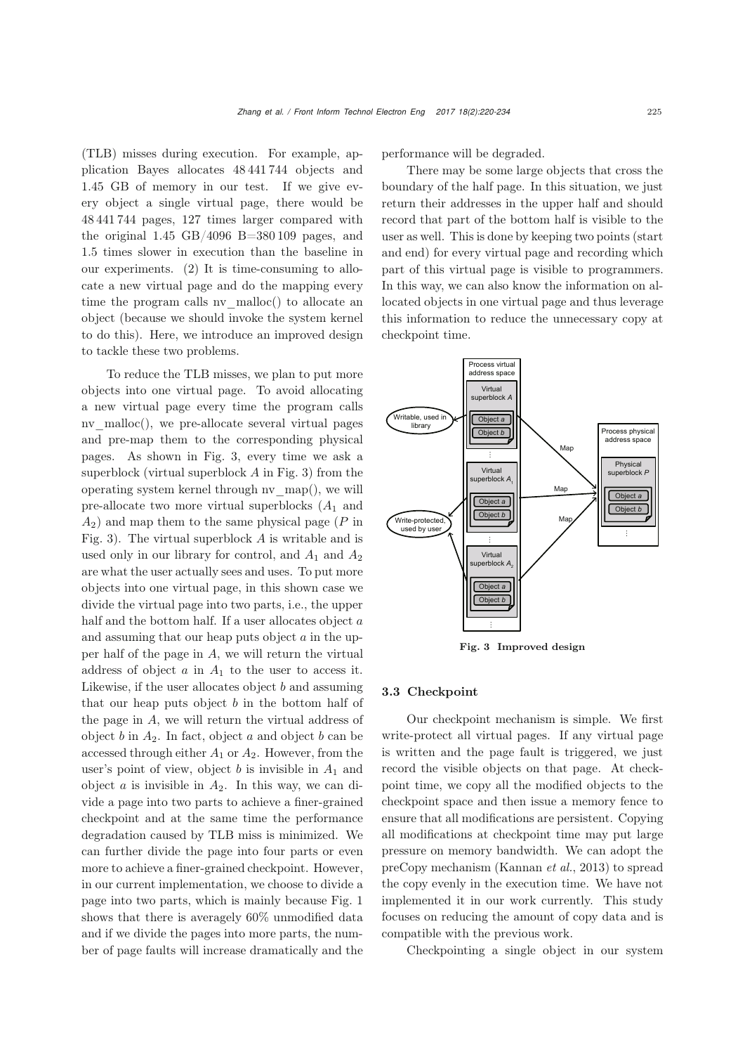(TLB) misses during execution. For example, application Bayes allocates 48 441 744 objects and 1.45 GB of memory in our test. If we give every object a single virtual page, there would be 48 441 744 pages, 127 times larger compared with the original 1.45 GB/4096 B=380 109 pages, and 1.5 times slower in execution than the baseline in our experiments. (2) It is time-consuming to allocate a new virtual page and do the mapping every time the program calls nv_malloc() to allocate an object (because we should invoke the system kernel to do this). Here, we introduce an improved design to tackle these two problems.

To reduce the TLB misses, we plan to put more objects into one virtual page. To avoid allocating a new virtual page every time the program calls nv_malloc(), we pre-allocate several virtual pages and pre-map them to the corresponding physical pages. As shown in Fig. 3, every time we ask a superblock (virtual superblock $A$ in Fig. 3) from the operating system kernel through nv_map(), we will pre-allocate two more virtual superblocks ($A_1$ and $A_2$) and map them to the same physical page ($P$ in Fig. 3). The virtual superblock $A$ is writable and is used only in our library for control, and $A_1$ and $A_2$ are what the user actually sees and uses. To put more objects into one virtual page, in this shown case we divide the virtual page into two parts, i.e., the upper half and the bottom half. If a user allocates object $a$ and assuming that our heap puts object $a$ in the upper half of the page in $A$, we will return the virtual address of object $a$ in $A_1$ to the user to access it. Likewise, if the user allocates object $b$ and assuming that our heap puts object $b$ in the bottom half of the page in $A$, we will return the virtual address of object $b$ in $A_2$. In fact, object $a$ and object $b$ can be accessed through either $A_1$ or $A_2$. However, from the user's point of view, object $b$ is invisible in $A_1$ and object $a$ is invisible in $A_2$. In this way, we can divide a page into two parts to achieve a finer-grained checkpoint and at the same time the performance degradation caused by TLB miss is minimized. We can further divide the page into four parts or even more to achieve a finer-grained checkpoint. However, in our current implementation, we choose to divide a page into two parts, which is mainly because Fig. 1 shows that there is averagely 60% unmodified data and if we divide the pages into more parts, the number of page faults will increase dramatically and the performance will be degraded.

There may be some large objects that cross the boundary of the half page. In this situation, we just return their addresses in the upper half and should record that part of the bottom half is visible to the user as well. This is done by keeping two points (start and end) for every virtual page and recording which part of this virtual page is visible to programmers. In this way, we can also know the information on allocated objects in one virtual page and thus leverage this information to reduce the unnecessary copy at checkpoint time.

**Fig. 3 Improved design**

### 3.3 Checkpoint

Our checkpoint mechanism is simple. We first write-protect all virtual pages. If any virtual page is written and the page fault is triggered, we just record the visible objects on that page. At checkpoint time, we copy all the modified objects to the checkpoint space and then issue a memory fence to ensure that all modifications are persistent. Copying all modifications at checkpoint time may put large pressure on memory bandwidth. We can adopt the preCopy mechanism (Kannan *et al.*, 2013) to spread the copy evenly in the execution time. We have not implemented it in our work currently. This study focuses on reducing the amount of copy data and is compatible with the previous work.

Checkpointing a single object in our system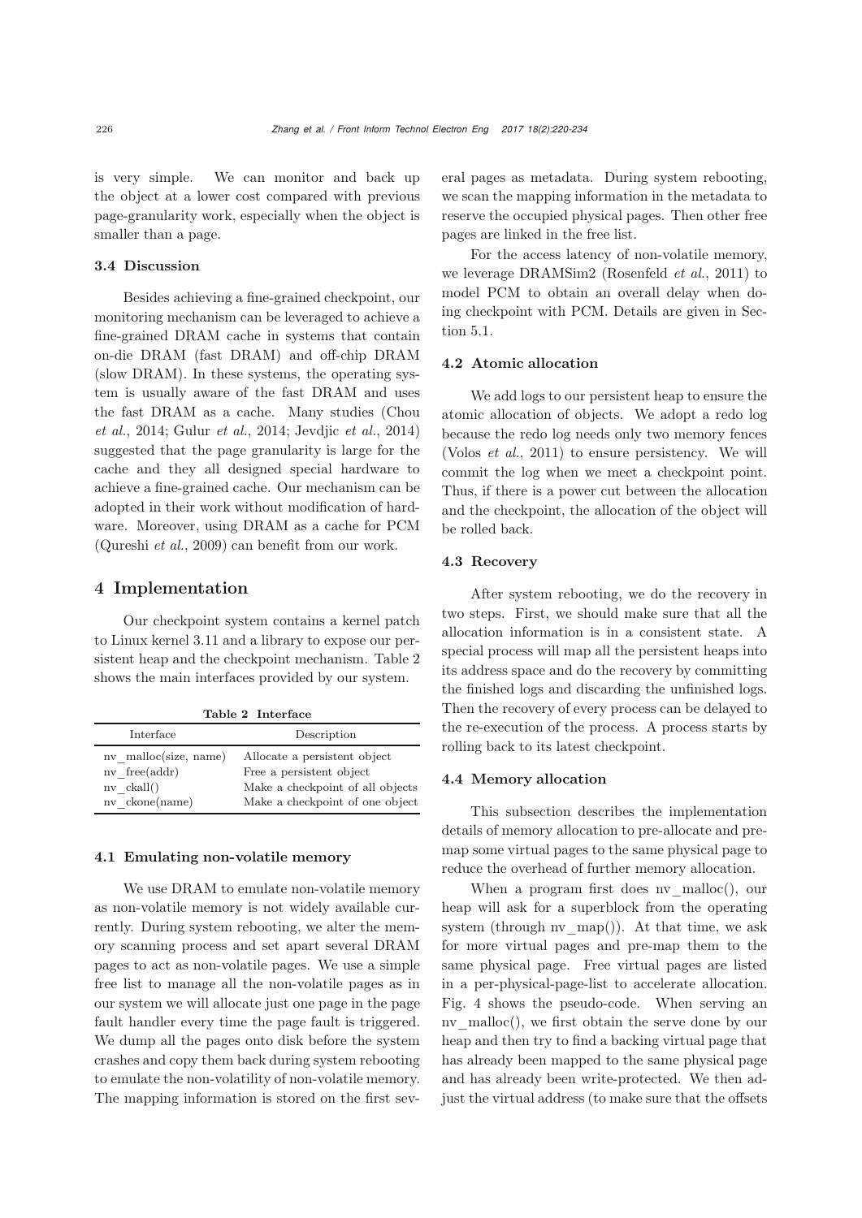is very simple. We can monitor and back up the object at a lower cost compared with previous page-granularity work, especially when the object is smaller than a page.

### 3.4 Discussion

Besides achieving a fine-grained checkpoint, our monitoring mechanism can be leveraged to achieve a fine-grained DRAM cache in systems that contain on-die DRAM (fast DRAM) and off-chip DRAM (slow DRAM). In these systems, the operating system is usually aware of the fast DRAM and uses the fast DRAM as a cache. Many studies (Chou *et al.*, 2014; Gulur *et al.*, 2014; Jevdjic *et al.*, 2014) suggested that the page granularity is large for the cache and they all designed special hardware to achieve a fine-grained cache. Our mechanism can be adopted in their work without modification of hardware. Moreover, using DRAM as a cache for PCM (Qureshi *et al.*, 2009) can benefit from our work.

## 4 Implementation

Our checkpoint system contains a kernel patch to Linux kernel 3.11 and a library to expose our persistent heap and the checkpoint mechanism. Table 2 shows the main interfaces provided by our system.

**Table 2 Interface**

| Interface | Description |
| --- | --- |
| nv_malloc(size, name) | Allocate a persistent object |
| nv_free(addr) | Free a persistent object |
| nv_ckall() | Make a checkpoint of all objects |
| nv_ckone(name) | Make a checkpoint of one object |

### 4.1 Emulating non-volatile memory

We use DRAM to emulate non-volatile memory as non-volatile memory is not widely available currently. During system rebooting, we alter the memory scanning process and set apart several DRAM pages to act as non-volatile pages. We use a simple free list to manage all the non-volatile pages as in our system we will allocate just one page in the page fault handler every time the page fault is triggered. We dump all the pages onto disk before the system crashes and copy them back during system rebooting to emulate the non-volatility of non-volatile memory. The mapping information is stored on the first several pages as metadata. During system rebooting, we scan the mapping information in the metadata to reserve the occupied physical pages. Then other free pages are linked in the free list.

For the access latency of non-volatile memory, we leverage DRAMSim2 (Rosenfeld *et al.*, 2011) to model PCM to obtain an overall delay when doing checkpoint with PCM. Details are given in Section 5.1.

### 4.2 Atomic allocation

We add logs to our persistent heap to ensure the atomic allocation of objects. We adopt a redo log because the redo log needs only two memory fences (Volos *et al.*, 2011) to ensure persistency. We will commit the log when we meet a checkpoint point. Thus, if there is a power cut between the allocation and the checkpoint, the allocation of the object will be rolled back.

### 4.3 Recovery

After system rebooting, we do the recovery in two steps. First, we should make sure that all the allocation information is in a consistent state. A special process will map all the persistent heaps into its address space and do the recovery by committing the finished logs and discarding the unfinished logs. Then the recovery of every process can be delayed to the re-execution of the process. A process starts by rolling back to its latest checkpoint.

### 4.4 Memory allocation

This subsection describes the implementation details of memory allocation to pre-allocate and pre-map some virtual pages to the same physical page to reduce the overhead of further memory allocation.

When a program first does nv_malloc(), our heap will ask for a superblock from the operating system (through nv_map()). At that time, we ask for more virtual pages and pre-map them to the same physical page. Free virtual pages are listed in a per-physical-page-list to accelerate allocation. Fig. 4 shows the pseudo-code. When serving an nv_malloc(), we first obtain the serve done by our heap and then try to find a backing virtual page that has already been mapped to the same physical page and has already been write-protected. We then adjust the virtual address (to make sure that the offsets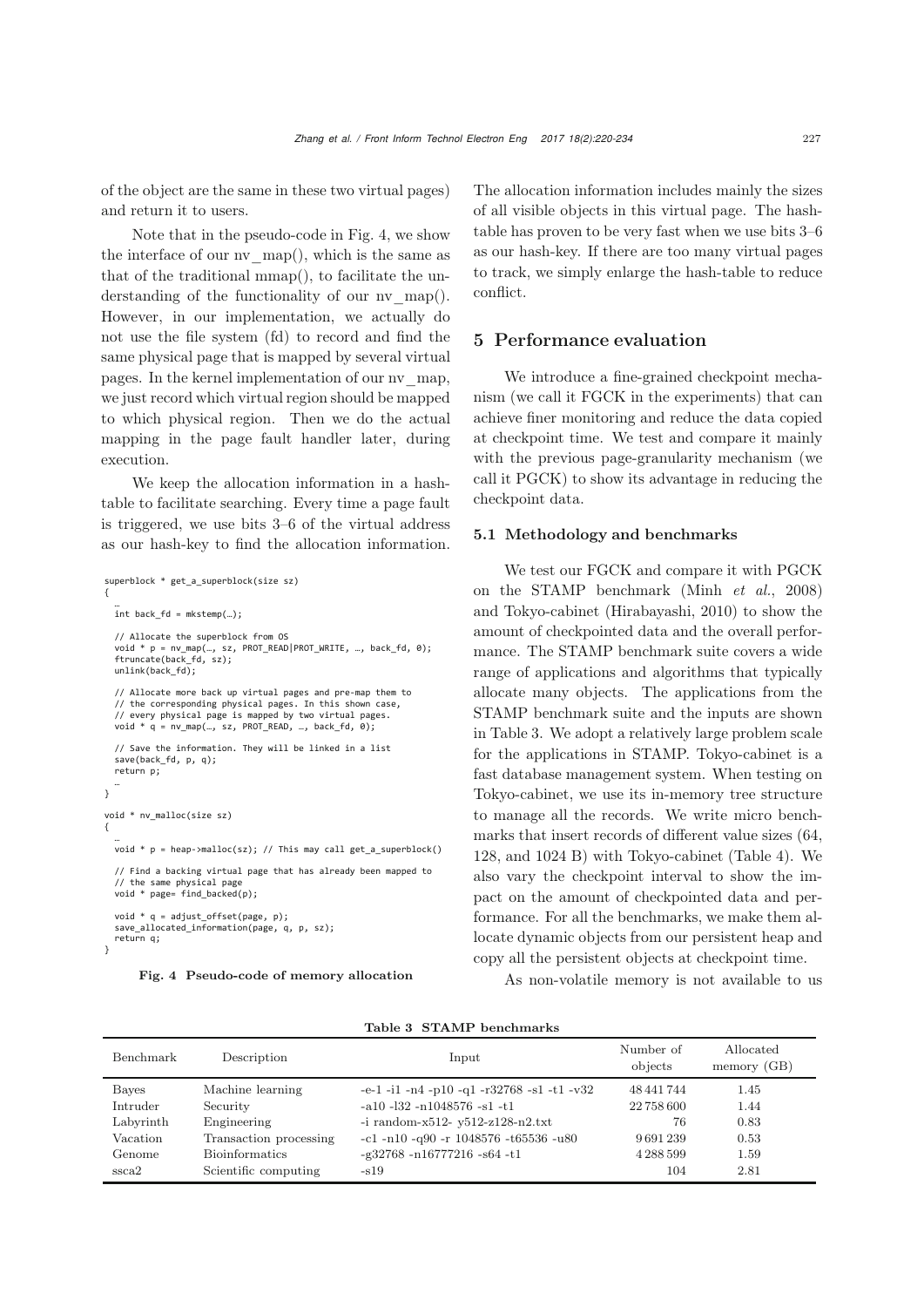of the object are the same in these two virtual pages) and return it to users.

Note that in the pseudo-code in Fig. 4, we show the interface of our nv_map(), which is the same as that of the traditional mmap(), to facilitate the understanding of the functionality of our nv_map(). However, in our implementation, we actually do not use the file system (fd) to record and find the same physical page that is mapped by several virtual pages. In the kernel implementation of our nv_map, we just record which virtual region should be mapped to which physical region. Then we do the actual mapping in the page fault handler later, during execution.

We keep the allocation information in a hashtable to facilitate searching. Every time a page fault is triggered, we use bits 3–6 of the virtual address as our hash-key to find the allocation information.

```
superblock * get_a_superblock(size sz)
{
  …
  int back_fd = mkstemp(…);

  // Allocate the superblock from OS
  void * p = nv_map(…, sz, PROT_READ|PROT_WRITE, …, back_fd, 0);
  ftruncate(back_fd, sz);
  unlink(back_fd);

  // Allocate more back up virtual pages and pre-map them to
  // the corresponding physical pages. In this shown case,
  // every physical page is mapped by two virtual pages.
  void * q = nv_map(…, sz, PROT_READ, …, back_fd, 0);

  // Save the information. They will be linked in a list
  save(back_fd, p, q);
  return p;
  …
}

void * nv_malloc(size sz)
{
  …
  void * p = heap->malloc(sz); // This may call get_a_superblock()

  // Find a backing virtual page that has already been mapped to
  // the same physical page
  void * page= find_backed(p);

  void * q = adjust_offset(page, p);
  save_allocated_information(page, q, p, sz);
  return q;
}
```

**Fig. 4 Pseudo-code of memory allocation**

The allocation information includes mainly the sizes of all visible objects in this virtual page. The hashtable has proven to be very fast when we use bits 3–6 as our hash-key. If there are too many virtual pages to track, we simply enlarge the hash-table to reduce conflict.

## 5 Performance evaluation

We introduce a fine-grained checkpoint mechanism (we call it FGCK in the experiments) that can achieve finer monitoring and reduce the data copied at checkpoint time. We test and compare it mainly with the previous page-granularity mechanism (we call it PGCK) to show its advantage in reducing the checkpoint data.

### 5.1 Methodology and benchmarks

We test our FGCK and compare it with PGCK on the STAMP benchmark (Minh *et al.*, 2008) and Tokyo-cabinet (Hirabayashi, 2010) to show the amount of checkpointed data and the overall performance. The STAMP benchmark suite covers a wide range of applications and algorithms that typically allocate many objects. The applications from the STAMP benchmark suite and the inputs are shown in Table 3. We adopt a relatively large problem scale for the applications in STAMP. Tokyo-cabinet is a fast database management system. When testing on Tokyo-cabinet, we use its in-memory tree structure to manage all the records. We write micro benchmarks that insert records of different value sizes (64, 128, and 1024 B) with Tokyo-cabinet (Table 4). We also vary the checkpoint interval to show the impact on the amount of checkpointed data and performance. For all the benchmarks, we make them allocate dynamic objects from our persistent heap and copy all the persistent objects at checkpoint time.

As non-volatile memory is not available to us

**Table 3 STAMP benchmarks**

| Benchmark | Description | Input | Number of objects | Allocated memory (GB) |
|---|---|---|---|---|
| Bayes | Machine learning | -e-1 -i1 -n4 -p10 -q1 -r32768 -s1 -t1 -v32 | 48 441 744 | 1.45 |
| Intruder | Security | -a10 -l32 -n1048576 -s1 -t1 | 22 758 600 | 1.44 |
| Labyrinth | Engineering | -i random-x512- y512-z128-n2.txt | 76 | 0.83 |
| Vacation | Transaction processing | -c1 -n10 -q90 -r 1048576 -t65536 -u80 | 9 691 239 | 0.53 |
| Genome | Bioinformatics | -g32768 -n16777216 -s64 -t1 | 4 288 599 | 1.59 |
| ssca2 | Scientific computing | -s19 | 104 | 2.81 |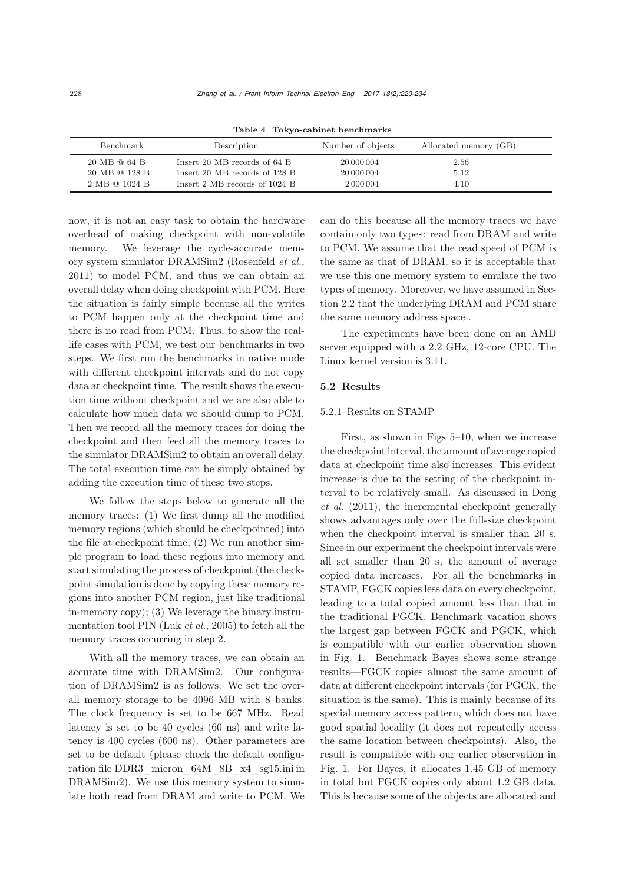**Table 4 Tokyo-cabinet benchmarks**

| Benchmark | Description | Number of objects | Allocated memory (GB) |
|---|---|---|---|
| 20 MB @ 64 B | Insert 20 MB records of 64 B | 20 000 004 | 2.56 |
| 20 MB @ 128 B | Insert 20 MB records of 128 B | 20 000 004 | 5.12 |
| 2 MB @ 1024 B | Insert 2 MB records of 1024 B | 2 000 004 | 4.10 |

now, it is not an easy task to obtain the hardware overhead of making checkpoint with non-volatile memory. We leverage the cycle-accurate memory system simulator DRAMSim2 (Rosenfeld *et al.*, 2011) to model PCM, and thus we can obtain an overall delay when doing checkpoint with PCM. Here the situation is fairly simple because all the writes to PCM happen only at the checkpoint time and there is no read from PCM. Thus, to show the real-life cases with PCM, we test our benchmarks in two steps. We first run the benchmarks in native mode with different checkpoint intervals and do not copy data at checkpoint time. The result shows the execution time without checkpoint and we are also able to calculate how much data we should dump to PCM. Then we record all the memory traces for doing the checkpoint and then feed all the memory traces to the simulator DRAMSim2 to obtain an overall delay. The total execution time can be simply obtained by adding the execution time of these two steps.

We follow the steps below to generate all the memory traces: (1) We first dump all the modified memory regions (which should be checkpointed) into the file at checkpoint time; (2) We run another simple program to load these regions into memory and start simulating the process of checkpoint (the checkpoint simulation is done by copying these memory regions into another PCM region, just like traditional in-memory copy); (3) We leverage the binary instrumentation tool PIN (Luk *et al.*, 2005) to fetch all the memory traces occurring in step 2.

With all the memory traces, we can obtain an accurate time with DRAMSim2. Our configuration of DRAMSim2 is as follows: We set the overall memory storage to be 4096 MB with 8 banks. The clock frequency is set to be 667 MHz. Read latency is set to be 40 cycles (60 ns) and write latency is 400 cycles (600 ns). Other parameters are set to be default (please check the default configuration file DDR3_micron_64M_8B_x4_sg15.ini in DRAMSim2). We use this memory system to simulate both read from DRAM and write to PCM. We can do this because all the memory traces we have contain only two types: read from DRAM and write to PCM. We assume that the read speed of PCM is the same as that of DRAM, so it is acceptable that we use this one memory system to emulate the two types of memory. Moreover, we have assumed in Section 2.2 that the underlying DRAM and PCM share the same memory address space .

The experiments have been done on an AMD server equipped with a 2.2 GHz, 12-core CPU. The Linux kernel version is 3.11.

### 5.2 Results

#### 5.2.1 Results on STAMP

First, as shown in Figs 5–10, when we increase the checkpoint interval, the amount of average copied data at checkpoint time also increases. This evident increase is due to the setting of the checkpoint interval to be relatively small. As discussed in Dong *et al.* (2011), the incremental checkpoint generally shows advantages only over the full-size checkpoint when the checkpoint interval is smaller than 20 s. Since in our experiment the checkpoint intervals were all set smaller than 20 s, the amount of average copied data increases. For all the benchmarks in STAMP, FGCK copies less data on every checkpoint, leading to a total copied amount less than that in the traditional PGCK. Benchmark vacation shows the largest gap between FGCK and PGCK, which is compatible with our earlier observation shown in Fig. 1. Benchmark Bayes shows some strange results—FGCK copies almost the same amount of data at different checkpoint intervals (for PGCK, the situation is the same). This is mainly because of its special memory access pattern, which does not have good spatial locality (it does not repeatedly access the same location between checkpoints). Also, the result is compatible with our earlier observation in Fig. 1. For Bayes, it allocates 1.45 GB of memory in total but FGCK copies only about 1.2 GB data. This is because some of the objects are allocated and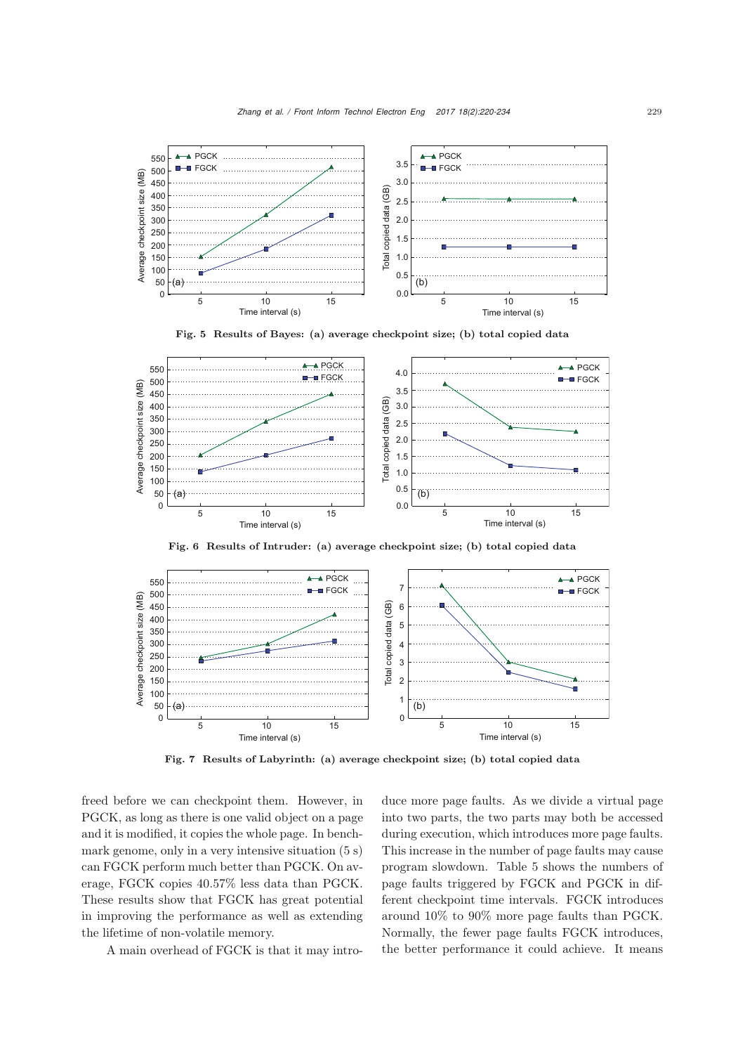Fig. 5 Results of Bayes: (a) average checkpoint size; (b) total copied data

Fig. 6 Results of Intruder: (a) average checkpoint size; (b) total copied data

Fig. 7 Results of Labyrinth: (a) average checkpoint size; (b) total copied data

freed before we can checkpoint them. However, in PGCK, as long as there is one valid object on a page and it is modified, it copies the whole page. In benchmark genome, only in a very intensive situation (5 s) can FGCK perform much better than PGCK. On average, FGCK copies 40.57% less data than PGCK. These results show that FGCK has great potential in improving the performance as well as extending the lifetime of non-volatile memory.

A main overhead of FGCK is that it may introduce more page faults. As we divide a virtual page into two parts, the two parts may both be accessed during execution, which introduces more page faults. This increase in the number of page faults may cause program slowdown. Table 5 shows the numbers of page faults triggered by FGCK and PGCK in different checkpoint time intervals. FGCK introduces around 10% to 90% more page faults than PGCK. Normally, the fewer page faults FGCK introduces, the better performance it could achieve. It means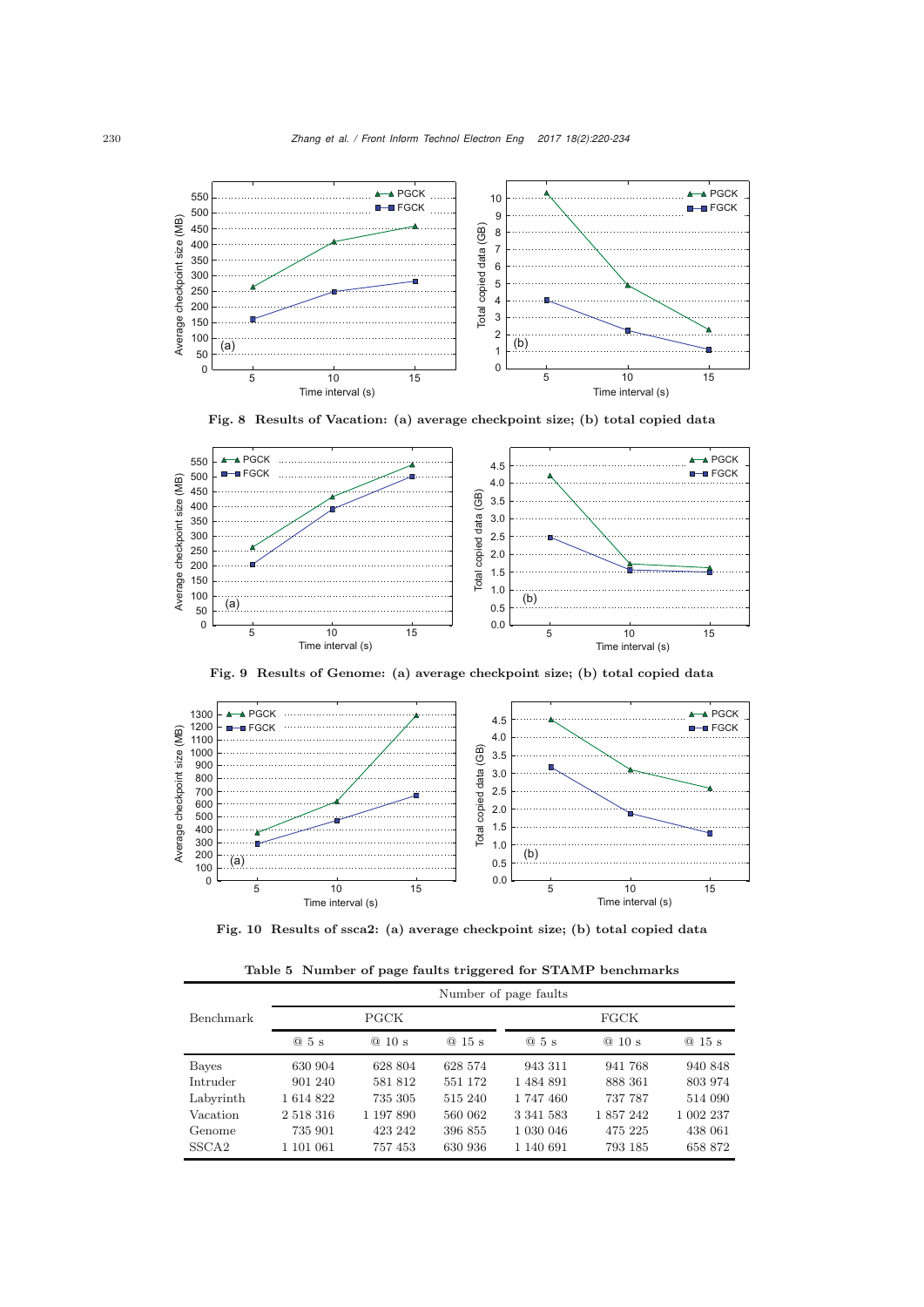Fig. 8 Results of Vacation: (a) average checkpoint size; (b) total copied data

Fig. 9 Results of Genome: (a) average checkpoint size; (b) total copied data

Fig. 10 Results of ssca2: (a) average checkpoint size; (b) total copied data

Table 5 Number of page faults triggered for STAMP benchmarks

| Benchmark | Number of page faults | | | | | |
|---|---|---|---|---|---|---|
| | PGCK | | | FGCK | | |
| | @ 5 s | @ 10 s | @ 15 s | @ 5 s | @ 10 s | @ 15 s |
| Bayes | 630 904 | 628 804 | 628 574 | 943 311 | 941 768 | 940 848 |
| Intruder | 901 240 | 581 812 | 551 172 | 1 484 891 | 888 361 | 803 974 |
| Labyrinth | 1 614 822 | 735 305 | 515 240 | 1 747 460 | 737 787 | 514 090 |
| Vacation | 2 518 316 | 1 197 890 | 560 062 | 3 341 583 | 1 857 242 | 1 002 237 |
| Genome | 735 901 | 423 242 | 396 855 | 1 030 046 | 475 225 | 438 061 |
| SSCA2 | 1 101 061 | 757 453 | 630 936 | 1 140 691 | 793 185 | 658 872 |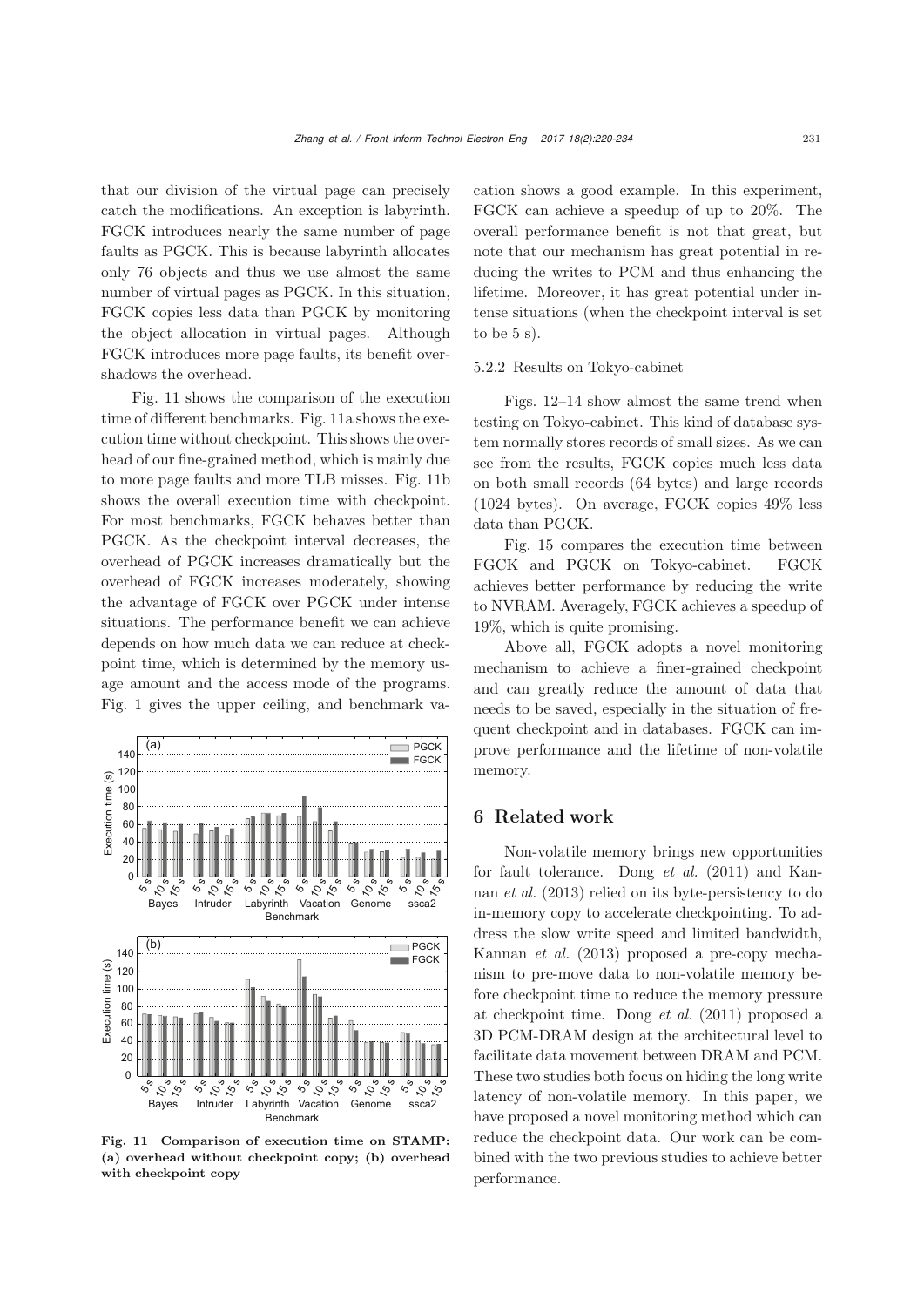that our division of the virtual page can precisely catch the modifications. An exception is labyrinth. FGCK introduces nearly the same number of page faults as PGCK. This is because labyrinth allocates only 76 objects and thus we use almost the same number of virtual pages as PGCK. In this situation, FGCK copies less data than PGCK by monitoring the object allocation in virtual pages. Although FGCK introduces more page faults, its benefit overshadows the overhead.

Fig. 11 shows the comparison of the execution time of different benchmarks. Fig. 11a shows the execution time without checkpoint. This shows the overhead of our fine-grained method, which is mainly due to more page faults and more TLB misses. Fig. 11b shows the overall execution time with checkpoint. For most benchmarks, FGCK behaves better than PGCK. As the checkpoint interval decreases, the overhead of PGCK increases dramatically but the overhead of FGCK increases moderately, showing the advantage of FGCK over PGCK under intense situations. The performance benefit we can achieve depends on how much data we can reduce at checkpoint time, which is determined by the memory usage amount and the access mode of the programs. Fig. 1 gives the upper ceiling, and benchmark vacation shows a good example. In this experiment, FGCK can achieve a speedup of up to 20%. The overall performance benefit is not that great, but note that our mechanism has great potential in reducing the writes to PCM and thus enhancing the lifetime. Moreover, it has great potential under intense situations (when the checkpoint interval is set to be 5 s).

**Fig. 11 Comparison of execution time on STAMP: (a) overhead without checkpoint copy; (b) overhead with checkpoint copy**

#### 5.2.2 Results on Tokyo-cabinet

Figs. 12–14 show almost the same trend when testing on Tokyo-cabinet. This kind of database system normally stores records of small sizes. As we can see from the results, FGCK copies much less data on both small records (64 bytes) and large records (1024 bytes). On average, FGCK copies 49% less data than PGCK.

Fig. 15 compares the execution time between FGCK and PGCK on Tokyo-cabinet. FGCK achieves better performance by reducing the write to NVRAM. Averagely, FGCK achieves a speedup of 19%, which is quite promising.

Above all, FGCK adopts a novel monitoring mechanism to achieve a finer-grained checkpoint and can greatly reduce the amount of data that needs to be saved, especially in the situation of frequent checkpoint and in databases. FGCK can improve performance and the lifetime of non-volatile memory.

## 6 Related work

Non-volatile memory brings new opportunities for fault tolerance. Dong *et al.* (2011) and Kannan *et al.* (2013) relied on its byte-persistency to do in-memory copy to accelerate checkpointing. To address the slow write speed and limited bandwidth, Kannan *et al.* (2013) proposed a pre-copy mechanism to pre-move data to non-volatile memory before checkpoint time to reduce the memory pressure at checkpoint time. Dong *et al.* (2011) proposed a 3D PCM-DRAM design at the architectural level to facilitate data movement between DRAM and PCM. These two studies both focus on hiding the long write latency of non-volatile memory. In this paper, we have proposed a novel monitoring method which can reduce the checkpoint data. Our work can be combined with the two previous studies to achieve better performance.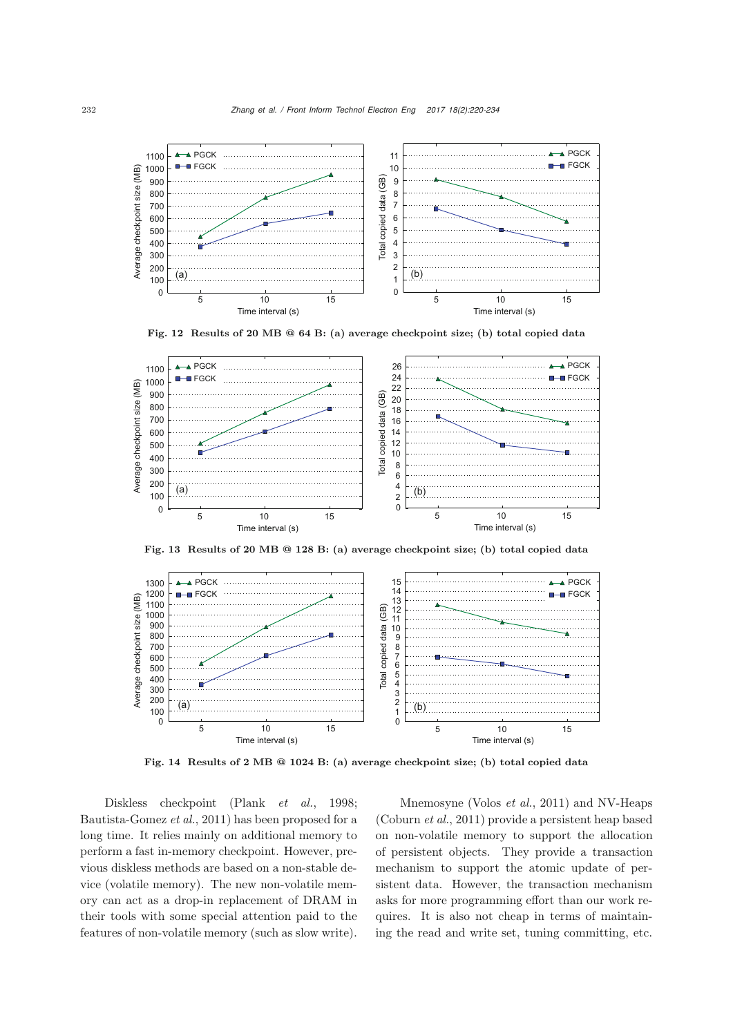Fig. 12 Results of 20 MB @ 64 B: (a) average checkpoint size; (b) total copied data

Fig. 13 Results of 20 MB @ 128 B: (a) average checkpoint size; (b) total copied data

Fig. 14 Results of 2 MB @ 1024 B: (a) average checkpoint size; (b) total copied data

Diskless checkpoint (Plank *et al.*, 1998; Bautista-Gomez *et al.*, 2011) has been proposed for a long time. It relies mainly on additional memory to perform a fast in-memory checkpoint. However, previous diskless methods are based on a non-stable device (volatile memory). The new non-volatile memory can act as a drop-in replacement of DRAM in their tools with some special attention paid to the features of non-volatile memory (such as slow write).

Mnemosyne (Volos *et al.*, 2011) and NV-Heaps (Coburn *et al.*, 2011) provide a persistent heap based on non-volatile memory to support the allocation of persistent objects. They provide a transaction mechanism to support the atomic update of persistent data. However, the transaction mechanism asks for more programming effort than our work requires. It is also not cheap in terms of maintaining the read and write set, tuning committing, etc.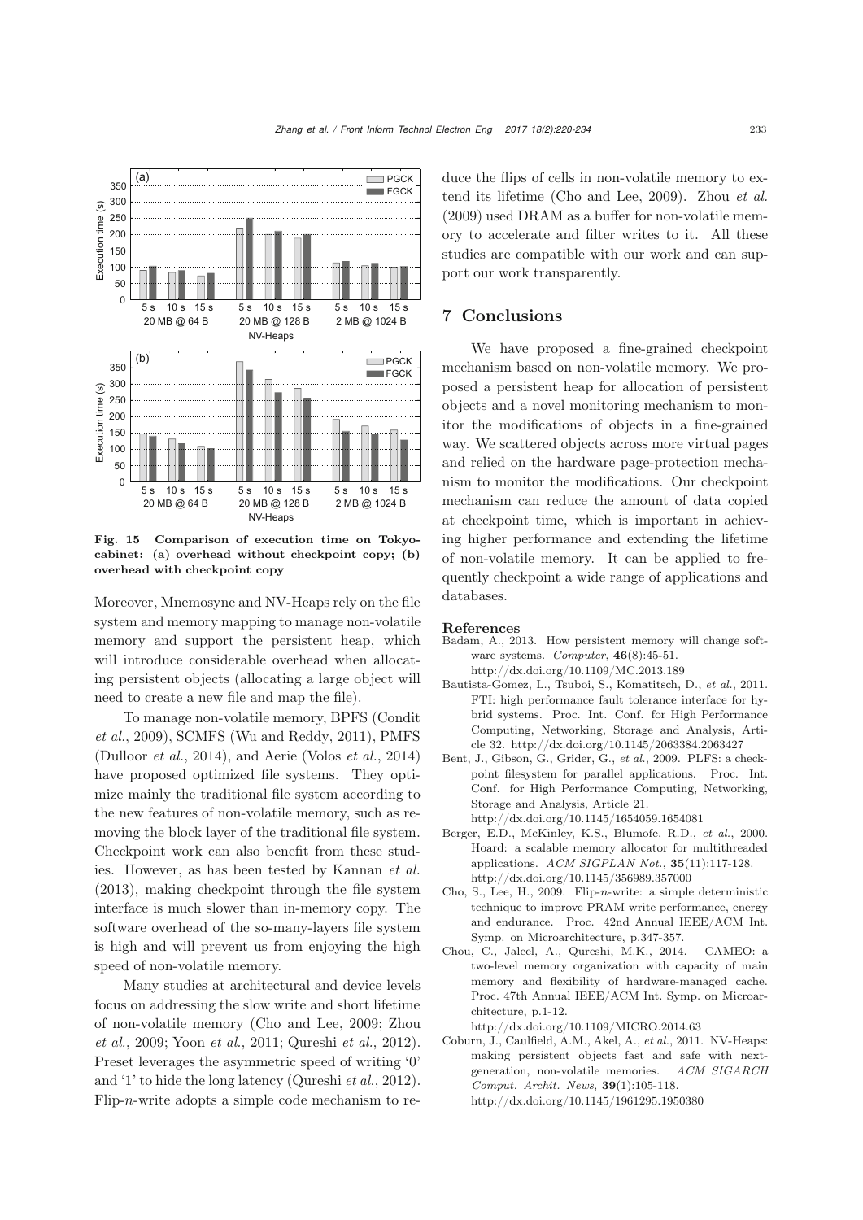Fig. 15 Comparison of execution time on Tokyo-cabinet: (a) overhead without checkpoint copy; (b) overhead with checkpoint copy

Moreover, Mnemosyne and NV-Heaps rely on the file system and memory mapping to manage non-volatile memory and support the persistent heap, which will introduce considerable overhead when allocating persistent objects (allocating a large object will need to create a new file and map the file).

To manage non-volatile memory, BPFS (Condit *et al.*, 2009), SCMFS (Wu and Reddy, 2011), PMFS (Dulloor *et al.*, 2014), and Aerie (Volos *et al.*, 2014) have proposed optimized file systems. They optimize mainly the traditional file system according to the new features of non-volatile memory, such as removing the block layer of the traditional file system. Checkpoint work can also benefit from these studies. However, as has been tested by Kannan *et al.* (2013), making checkpoint through the file system interface is much slower than in-memory copy. The software overhead of the so-many-layers file system is high and will prevent us from enjoying the high speed of non-volatile memory.

Many studies at architectural and device levels focus on addressing the slow write and short lifetime of non-volatile memory (Cho and Lee, 2009; Zhou *et al.*, 2009; Yoon *et al.*, 2011; Qureshi *et al.*, 2012). Preset leverages the asymmetric speed of writing '0' and '1' to hide the long latency (Qureshi *et al.*, 2012). Flip-$n$-write adopts a simple code mechanism to reduce the flips of cells in non-volatile memory to extend its lifetime (Cho and Lee, 2009). Zhou *et al.* (2009) used DRAM as a buffer for non-volatile memory to accelerate and filter writes to it. All these studies are compatible with our work and can support our work transparently.

## 7 Conclusions

We have proposed a fine-grained checkpoint mechanism based on non-volatile memory. We proposed a persistent heap for allocation of persistent objects and a novel monitoring mechanism to monitor the modifications of objects in a fine-grained way. We scattered objects across more virtual pages and relied on the hardware page-protection mechanism to monitor the modifications. Our checkpoint mechanism can reduce the amount of data copied at checkpoint time, which is important in achieving higher performance and extending the lifetime of non-volatile memory. It can be applied to frequently checkpoint a wide range of applications and databases.

### References

Badam, A., 2013. How persistent memory will change software systems. *Computer*, **46**(8):45-51. http://dx.doi.org/10.1109/MC.2013.189

Bautista-Gomez, L., Tsuboi, S., Komatitsch, D., *et al.*, 2011. FTI: high performance fault tolerance interface for hybrid systems. Proc. Int. Conf. for High Performance Computing, Networking, Storage and Analysis, Article 32. http://dx.doi.org/10.1145/2063384.2063427

Bent, J., Gibson, G., Grider, G., *et al.*, 2009. PLFS: a checkpoint filesystem for parallel applications. Proc. Int. Conf. for High Performance Computing, Networking, Storage and Analysis, Article 21. http://dx.doi.org/10.1145/1654059.1654081

Berger, E.D., McKinley, K.S., Blumofe, R.D., *et al.*, 2000. Hoard: a scalable memory allocator for multithreaded applications. *ACM SIGPLAN Not.*, **35**(11):117-128. http://dx.doi.org/10.1145/356989.357000

Cho, S., Lee, H., 2009. Flip-$n$-write: a simple deterministic technique to improve PRAM write performance, energy and endurance. Proc. 42nd Annual IEEE/ACM Int. Symp. on Microarchitecture, p.347-357.

Chou, C., Jaleel, A., Qureshi, M.K., 2014. CAMEO: a two-level memory organization with capacity of main memory and flexibility of hardware-managed cache. Proc. 47th Annual IEEE/ACM Int. Symp. on Microarchitecture, p.1-12. http://dx.doi.org/10.1109/MICRO.2014.63

Coburn, J., Caulfield, A.M., Akel, A., *et al.*, 2011. NV-Heaps: making persistent objects fast and safe with next-generation, non-volatile memories. *ACM SIGARCH Comput. Archit. News*, **39**(1):105-118. http://dx.doi.org/10.1145/1961295.1950380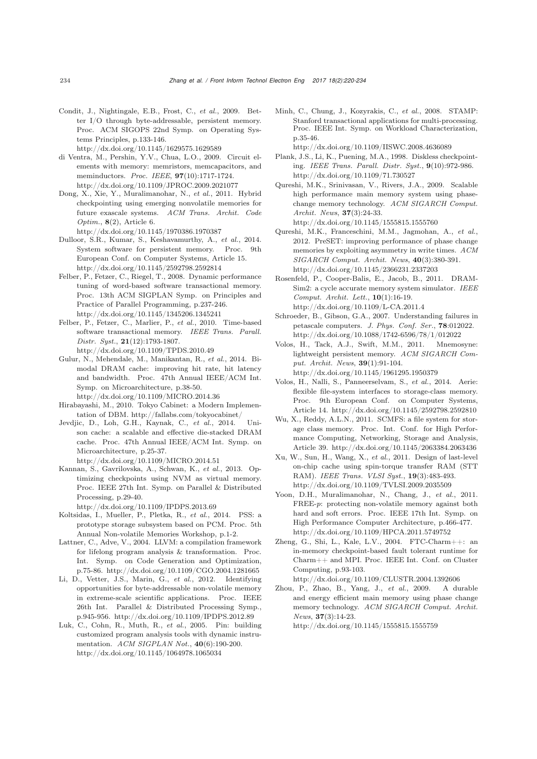Condit, J., Nightingale, E.B., Frost, C., *et al.*, 2009. Better I/O through byte-addressable, persistent memory. Proc. ACM SIGOPS 22nd Symp. on Operating Systems Principles, p.133-146. http://dx.doi.org/10.1145/1629575.1629589

di Ventra, M., Pershin, Y.V., Chua, L.O., 2009. Circuit elements with memory: memristors, memcapacitors, and meminductors. *Proc. IEEE*, **97**(10):1717-1724. http://dx.doi.org/10.1109/JPROC.2009.2021077

Dong, X., Xie, Y., Muralimanohar, N., *et al.*, 2011. Hybrid checkpointing using emerging nonvolatile memories for future exascale systems. *ACM Trans. Archit. Code Optim.*, **8**(2), Article 6. http://dx.doi.org/10.1145/1970386.1970387

Dulloor, S.R., Kumar, S., Keshavamurthy, A., *et al.*, 2014. System software for persistent memory. Proc. 9th European Conf. on Computer Systems, Article 15. http://dx.doi.org/10.1145/2592798.2592814

Felber, P., Fetzer, C., Riegel, T., 2008. Dynamic performance tuning of word-based software transactional memory. Proc. 13th ACM SIGPLAN Symp. on Principles and Practice of Parallel Programming, p.237-246. http://dx.doi.org/10.1145/1345206.1345241

Felber, P., Fetzer, C., Marlier, P., *et al.*, 2010. Time-based software transactional memory. *IEEE Trans. Parall. Distr. Syst.*, **21**(12):1793-1807. http://dx.doi.org/10.1109/TPDS.2010.49

Gulur, N., Mehendale, M., Manikantan, R., *et al.*, 2014. Bimodal DRAM cache: improving hit rate, hit latency and bandwidth. Proc. 47th Annual IEEE/ACM Int. Symp. on Microarchitecture, p.38-50. http://dx.doi.org/10.1109/MICRO.2014.36

Hirabayashi, M., 2010. Tokyo Cabinet: a Modern Implementation of DBM. http://fallabs.com/tokyocabinet/

Jevdjic, D., Loh, G.H., Kaynak, C., *et al.*, 2014. Unison cache: a scalable and effective die-stacked DRAM cache. Proc. 47th Annual IEEE/ACM Int. Symp. on Microarchitecture, p.25-37. http://dx.doi.org/10.1109/MICRO.2014.51

Kannan, S., Gavrilovska, A., Schwan, K., *et al.*, 2013. Optimizing checkpoints using NVM as virtual memory. Proc. IEEE 27th Int. Symp. on Parallel & Distributed Processing, p.29-40. http://dx.doi.org/10.1109/IPDPS.2013.69

Koltsidas, I., Mueller, P., Pletka, R., *et al.*, 2014. PSS: a prototype storage subsystem based on PCM. Proc. 5th Annual Non-volatile Memories Workshop, p.1-2.

Lattner, C., Adve, V., 2004. LLVM: a compilation framework for lifelong program analysis & transformation. Proc. Int. Symp. on Code Generation and Optimization, p.75-86. http://dx.doi.org/10.1109/CGO.2004.1281665

Li, D., Vetter, J.S., Marin, G., *et al.*, 2012. Identifying opportunities for byte-addressable non-volatile memory in extreme-scale scientific applications. Proc. IEEE 26th Int. Parallel & Distributed Processing Symp., p.945-956. http://dx.doi.org/10.1109/IPDPS.2012.89

Luk, C., Cohn, R., Muth, R., *et al.*, 2005. Pin: building customized program analysis tools with dynamic instrumentation. *ACM SIGPLAN Not.*, **40**(6):190-200. http://dx.doi.org/10.1145/1064978.1065034

Minh, C., Chung, J., Kozyrakis, C., *et al.*, 2008. STAMP: Stanford transactional applications for multi-processing. Proc. IEEE Int. Symp. on Workload Characterization, p.35-46. http://dx.doi.org/10.1109/IISWC.2008.4636089

Plank, J.S., Li, K., Puening, M.A., 1998. Diskless checkpointing. *IEEE Trans. Parall. Distr. Syst.*, **9**(10):972-986. http://dx.doi.org/10.1109/71.730527

Qureshi, M.K., Srinivasan, V., Rivers, J.A., 2009. Scalable high performance main memory system using phase-change memory technology. *ACM SIGARCH Comput. Archit. News*, **37**(3):24-33. http://dx.doi.org/10.1145/1555815.1555760

Qureshi, M.K., Franceschini, M.M., Jagmohan, A., *et al.*, 2012. PreSET: improving performance of phase change memories by exploiting asymmetry in write times. *ACM SIGARCH Comput. Archit. News*, **40**(3):380-391. http://dx.doi.org/10.1145/2366231.2337203

Rosenfeld, P., Cooper-Balis, E., Jacob, B., 2011. DRAMSim2: a cycle accurate memory system simulator. *IEEE Comput. Archit. Lett.*, **10**(1):16-19. http://dx.doi.org/10.1109/L-CA.2011.4

Schroeder, B., Gibson, G.A., 2007. Understanding failures in petascale computers. *J. Phys. Conf. Ser.*, **78**:012022. http://dx.doi.org/10.1088/1742-6596/78/1/012022

Volos, H., Tack, A.J., Swift, M.M., 2011. Mnemosyne: lightweight persistent memory. *ACM SIGARCH Comput. Archit. News*, **39**(1):91-104. http://dx.doi.org/10.1145/1961295.1950379

Volos, H., Nalli, S., Panneerselvam, S., *et al.*, 2014. Aerie: flexible file-system interfaces to storage-class memory. Proc. 9th European Conf. on Computer Systems, Article 14. http://dx.doi.org/10.1145/2592798.2592810

Wu, X., Reddy, A.L.N., 2011. SCMFS: a file system for storage class memory. Proc. Int. Conf. for High Performance Computing, Networking, Storage and Analysis, Article 39. http://dx.doi.org/10.1145/2063384.2063436

Xu, W., Sun, H., Wang, X., *et al.*, 2011. Design of last-level on-chip cache using spin-torque transfer RAM (STT RAM). *IEEE Trans. VLSI Syst.*, **19**(3):483-493. http://dx.doi.org/10.1109/TVLSI.2009.2035509

Yoon, D.H., Muralimanohar, N., Chang, J., *et al.*, 2011. FREE-*p*: protecting non-volatile memory against both hard and soft errors. Proc. IEEE 17th Int. Symp. on High Performance Computer Architecture, p.466-477. http://dx.doi.org/10.1109/HPCA.2011.5749752

Zheng, G., Shi, L., Kale, L.V., 2004. FTC-Charm++: an in-memory checkpoint-based fault tolerant runtime for Charm++ and MPI. Proc. IEEE Int. Conf. on Cluster Computing, p.93-103. http://dx.doi.org/10.1109/CLUSTR.2004.1392606

Zhou, P., Zhao, B., Yang, J., *et al.*, 2009. A durable and energy efficient main memory using phase change memory technology. *ACM SIGARCH Comput. Archit. News*, **37**(3):14-23. http://dx.doi.org/10.1145/1555815.1555759